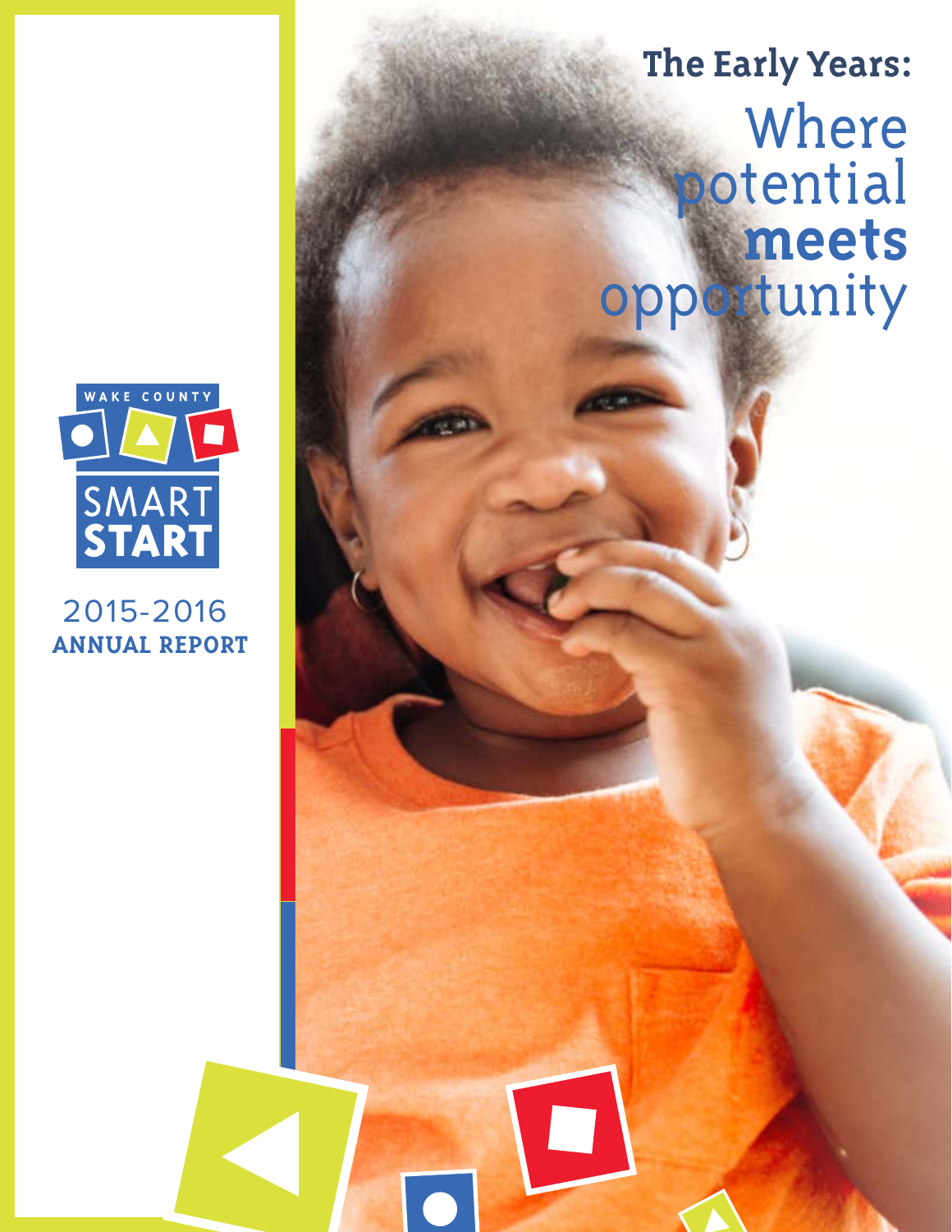# The Early Years:

## Where potential **meets** opportunity

WAKE COUNTY

SMART **START**

2015-2016

**ANNUAL REPORT**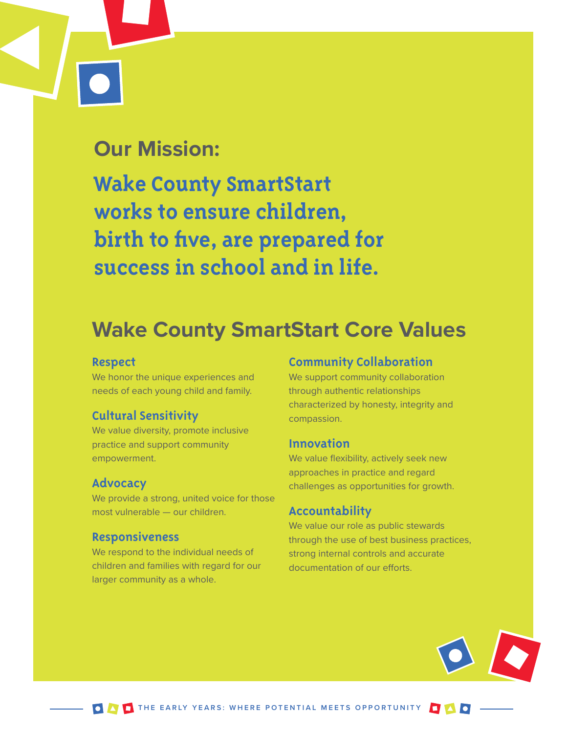## Our Mission:

**Wake County SmartStart works to ensure children, birth to five, are prepared for success in school and in life.**

## Wake County SmartStart Core Values

### Respect

We honor the unique experiences and needs of each young child and family.

### Cultural Sensitivity

We value diversity, promote inclusive practice and support community empowerment.

### Advocacy

We provide a strong, united voice for those most vulnerable — our children.

### Responsiveness

We respond to the individual needs of children and families with regard for our larger community as a whole.

### Community Collaboration

We support community collaboration through authentic relationships characterized by honesty, integrity and compassion.

### Innovation

We value flexibility, actively seek new approaches in practice and regard challenges as opportunities for growth.

### Accountability

We value our role as public stewards through the use of best business practices, strong internal controls and accurate documentation of our efforts.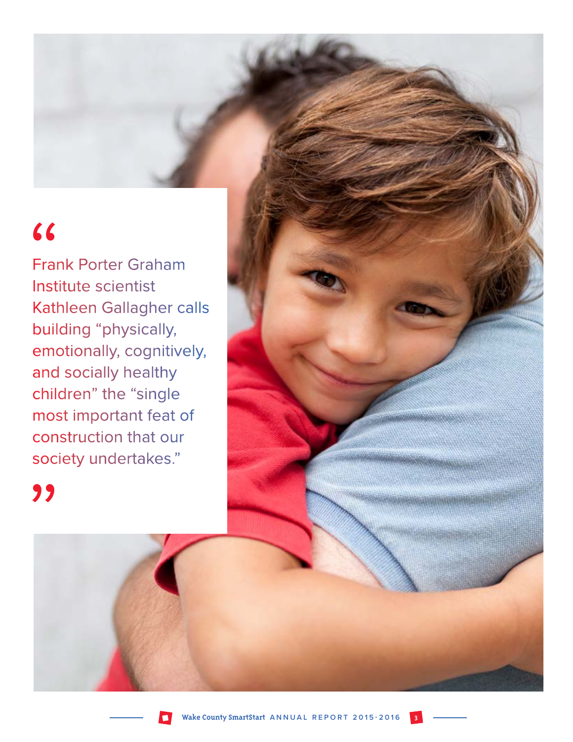> "Frank Porter Graham Institute scientist Kathleen Gallagher calls building "physically, emotionally, cognitively, and socially healthy children" the "single most important feat of construction that our society undertakes."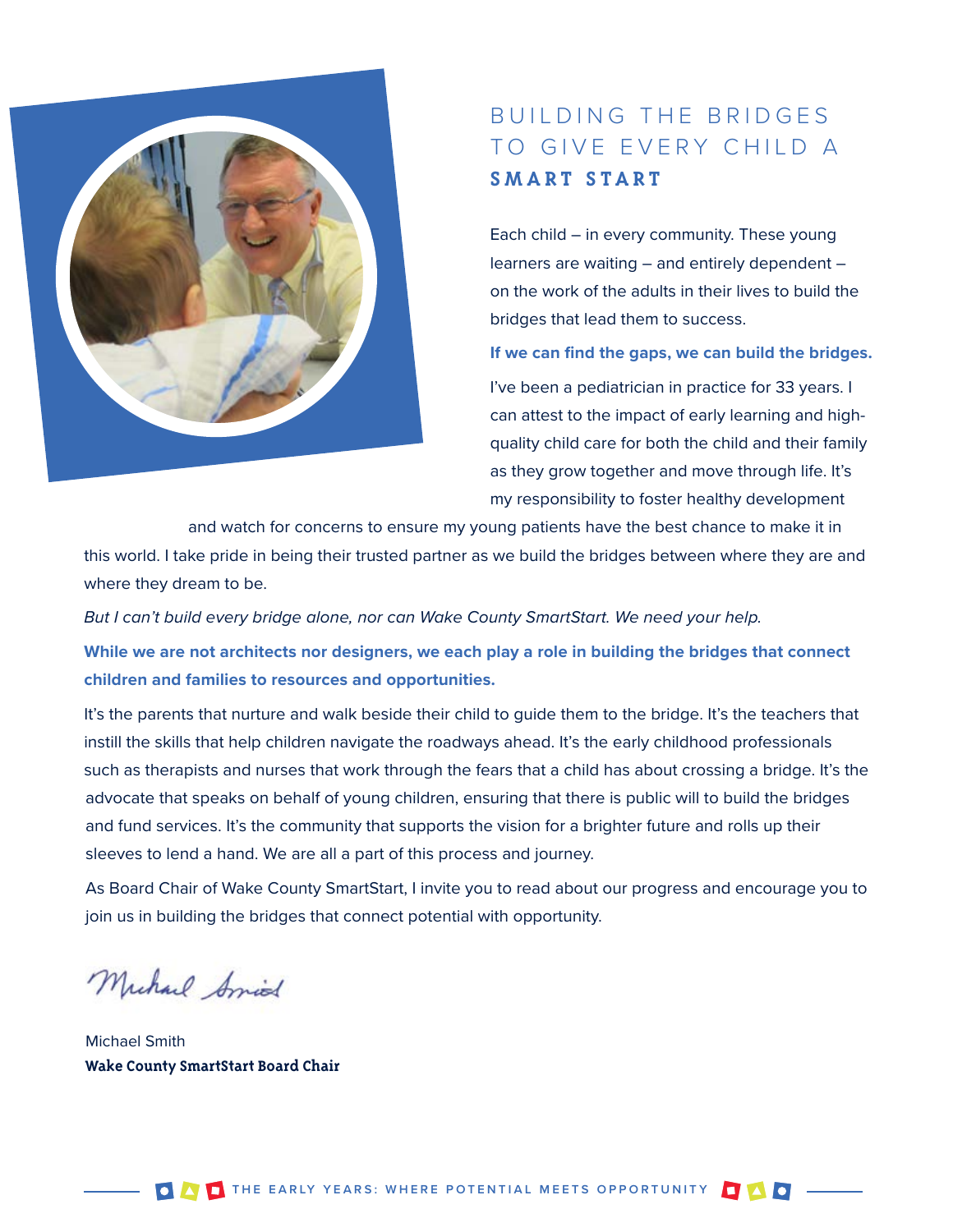# BUILDING THE BRIDGES TO GIVE EVERY CHILD A **SMART START**

Each child – in every community. These young learners are waiting – and entirely dependent – on the work of the adults in their lives to build the bridges that lead them to success.

**If we can find the gaps, we can build the bridges.**

I've been a pediatrician in practice for 33 years. I can attest to the impact of early learning and high-quality child care for both the child and their family as they grow together and move through life. It's my responsibility to foster healthy development and watch for concerns to ensure my young patients have the best chance to make it in this world. I take pride in being their trusted partner as we build the bridges between where they are and where they dream to be.

*But I can't build every bridge alone, nor can Wake County SmartStart. We need your help.*

**While we are not architects nor designers, we each play a role in building the bridges that connect children and families to resources and opportunities.**

It's the parents that nurture and walk beside their child to guide them to the bridge. It's the teachers that instill the skills that help children navigate the roadways ahead. It's the early childhood professionals such as therapists and nurses that work through the fears that a child has about crossing a bridge. It's the advocate that speaks on behalf of young children, ensuring that there is public will to build the bridges and fund services. It's the community that supports the vision for a brighter future and rolls up their sleeves to lend a hand. We are all a part of this process and journey.

As Board Chair of Wake County SmartStart, I invite you to read about our progress and encourage you to join us in building the bridges that connect potential with opportunity.

Michael Smith
**Wake County SmartStart Board Chair**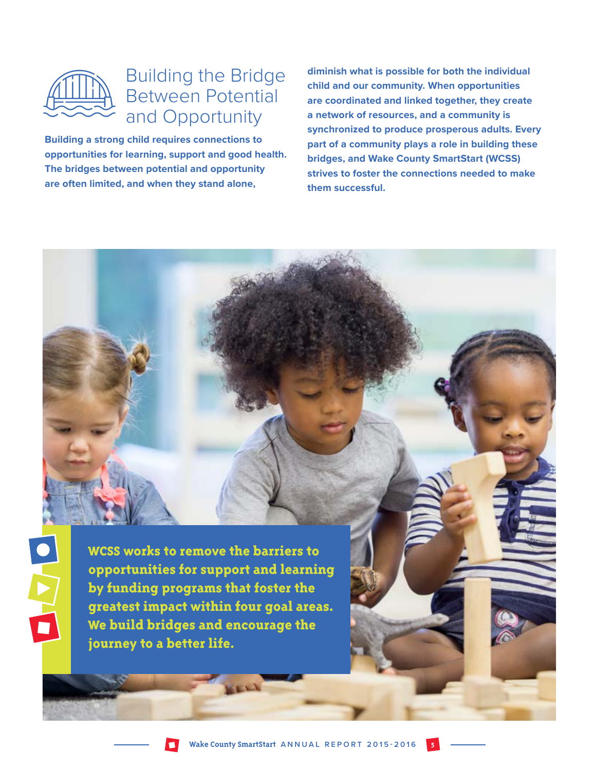# Building the Bridge Between Potential and Opportunity

**Building a strong child requires connections to opportunities for learning, support and good health. The bridges between potential and opportunity are often limited, and when they stand alone, diminish what is possible for both the individual child and our community. When opportunities are coordinated and linked together, they create a network of resources, and a community is synchronized to produce prosperous adults. Every part of a community plays a role in building these bridges, and Wake County SmartStart (WCSS) strives to foster the connections needed to make them successful.**

**WCSS works to remove the barriers to opportunities for support and learning by funding programs that foster the greatest impact within four goal areas. We build bridges and encourage the journey to a better life.**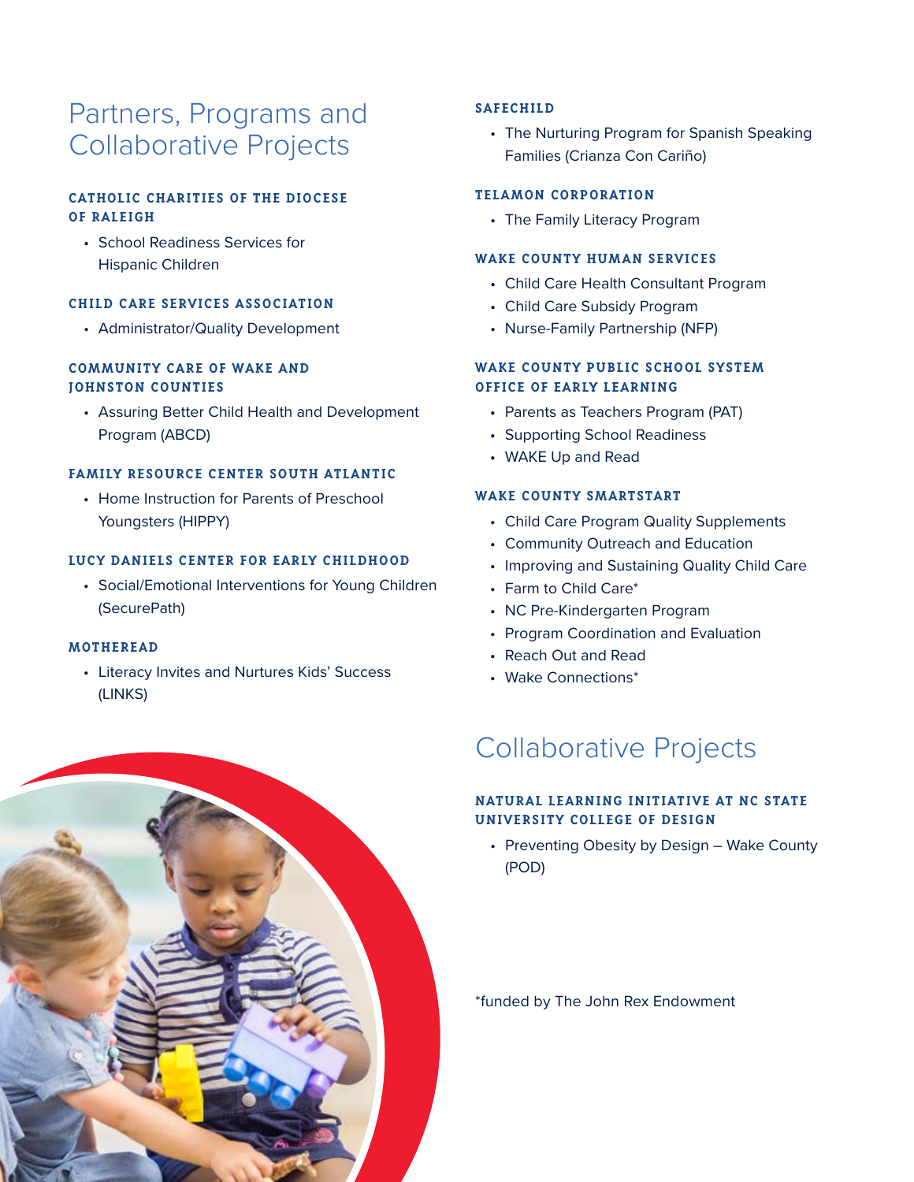# Partners, Programs and Collaborative Projects

### CATHOLIC CHARITIES OF THE DIOCESE OF RALEIGH

- School Readiness Services for Hispanic Children

### CHILD CARE SERVICES ASSOCIATION

- Administrator/Quality Development

### COMMUNITY CARE OF WAKE AND JOHNSTON COUNTIES

- Assuring Better Child Health and Development Program (ABCD)

### FAMILY RESOURCE CENTER SOUTH ATLANTIC

- Home Instruction for Parents of Preschool Youngsters (HIPPY)

### LUCY DANIELS CENTER FOR EARLY CHILDHOOD

- Social/Emotional Interventions for Young Children (SecurePath)

### MOTHEREAD

- Literacy Invites and Nurtures Kids' Success (LINKS)

### SAFECHILD

- The Nurturing Program for Spanish Speaking Families (Crianza Con Cariño)

### TELAMON CORPORATION

- The Family Literacy Program

### WAKE COUNTY HUMAN SERVICES

- Child Care Health Consultant Program
- Child Care Subsidy Program
- Nurse-Family Partnership (NFP)

### WAKE COUNTY PUBLIC SCHOOL SYSTEM OFFICE OF EARLY LEARNING

- Parents as Teachers Program (PAT)
- Supporting School Readiness
- WAKE Up and Read

### WAKE COUNTY SMARTSTART

- Child Care Program Quality Supplements
- Community Outreach and Education
- Improving and Sustaining Quality Child Care
- Farm to Child Care*
- NC Pre-Kindergarten Program
- Program Coordination and Evaluation
- Reach Out and Read
- Wake Connections*

# Collaborative Projects

### NATURAL LEARNING INITIATIVE AT NC STATE UNIVERSITY COLLEGE OF DESIGN

- Preventing Obesity by Design – Wake County (POD)

*funded by The John Rex Endowment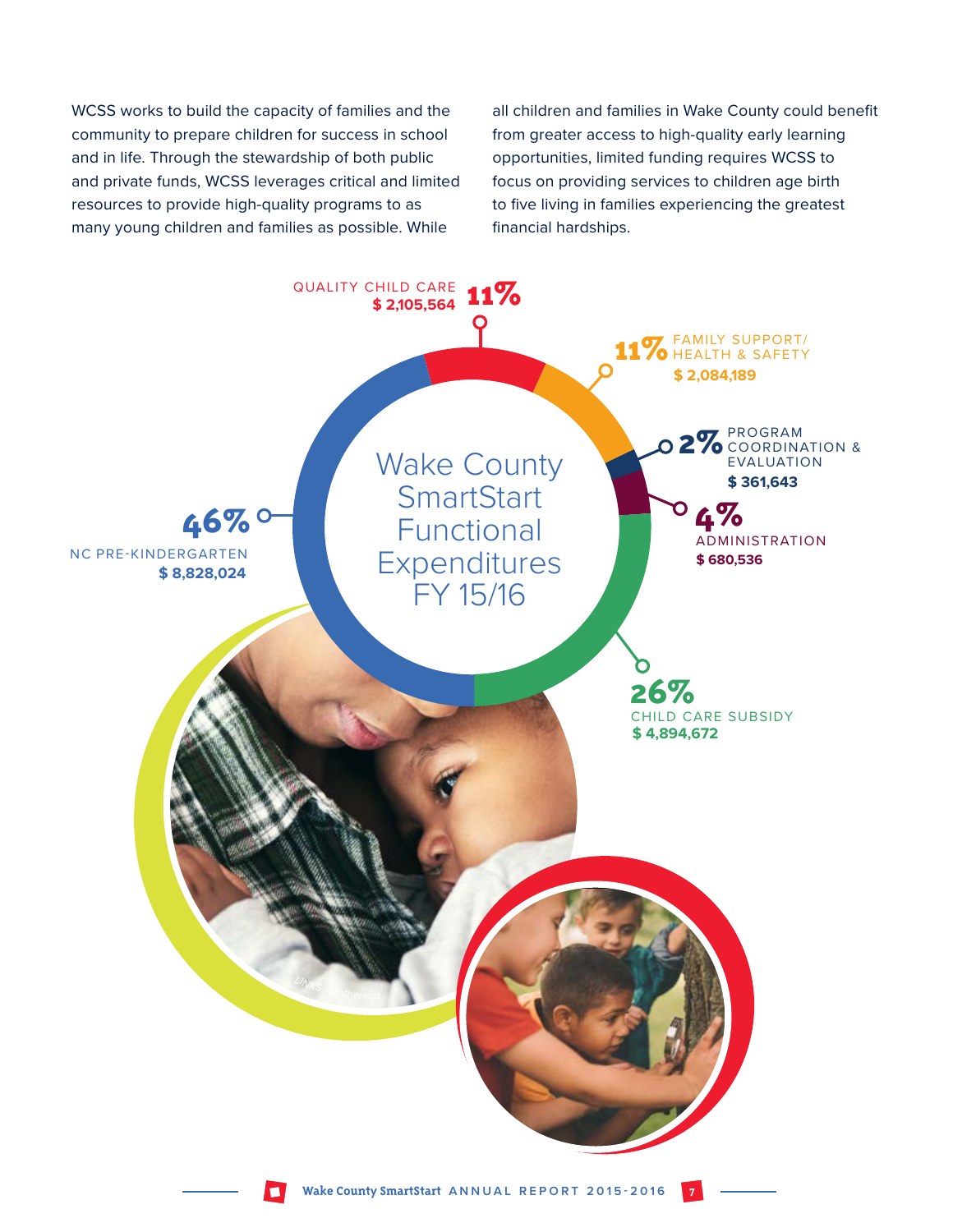WCSS works to build the capacity of families and the community to prepare children for success in school and in life. Through the stewardship of both public and private funds, WCSS leverages critical and limited resources to provide high-quality programs to as many young children and families as possible. While all children and families in Wake County could benefit from greater access to high-quality early learning opportunities, limited funding requires WCSS to focus on providing services to children age birth to five living in families experiencing the greatest financial hardships.

## Wake County SmartStart Functional Expenditures FY 15/16

| Category | Percentage | Amount |
|---|---|---|
| Quality Child Care | 11% | $ 2,105,564 |
| Family Support/ Health & Safety | 11% | $ 2,084,189 |
| Program Coordination & Evaluation | 2% | $ 361,643 |
| Administration | 4% | $ 680,536 |
| Child Care Subsidy | 26% | $ 4,894,672 |
| NC Pre-Kindergarten | 46% | $ 8,828,024 |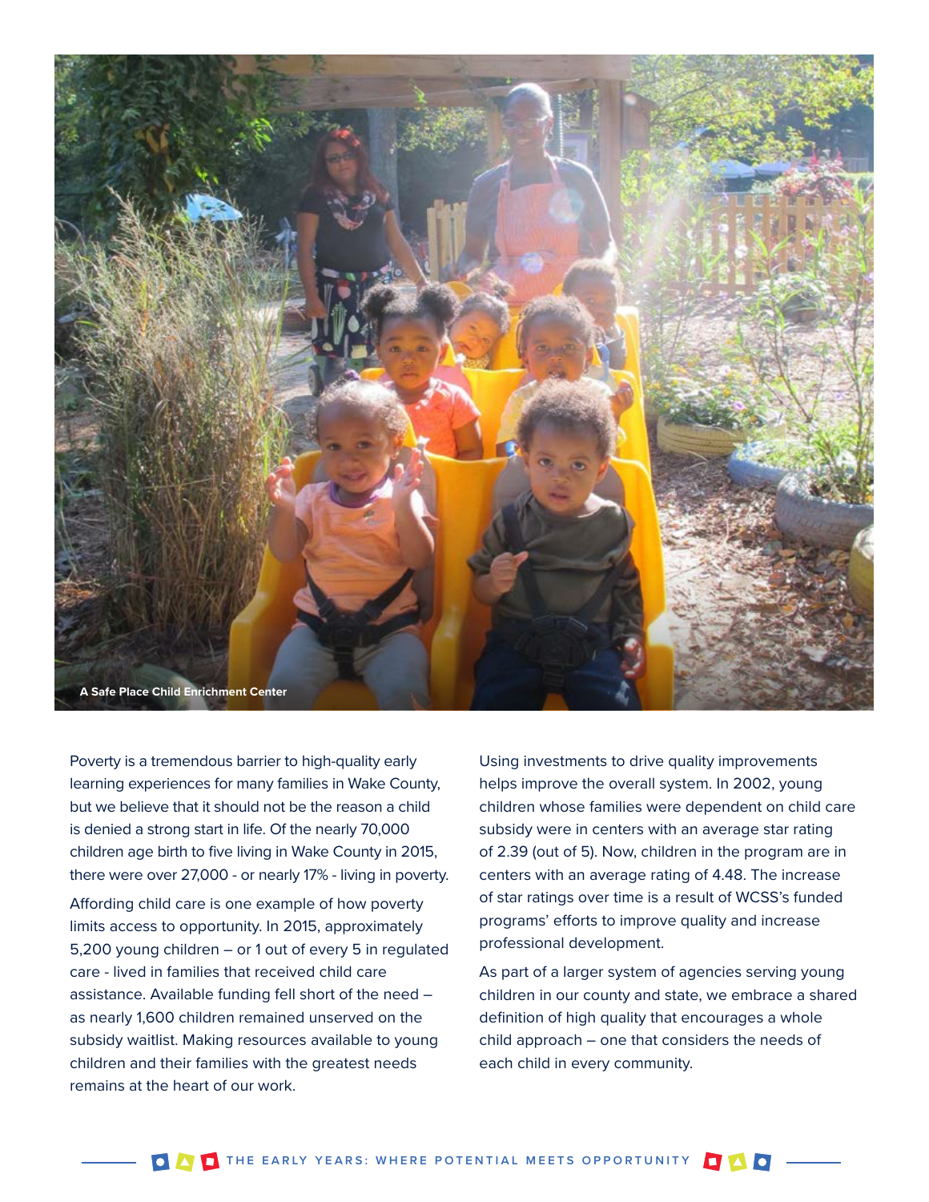A Safe Place Child Enrichment Center

Poverty is a tremendous barrier to high-quality early learning experiences for many families in Wake County, but we believe that it should not be the reason a child is denied a strong start in life. Of the nearly 70,000 children age birth to five living in Wake County in 2015, there were over 27,000 - or nearly 17% - living in poverty.

Affording child care is one example of how poverty limits access to opportunity. In 2015, approximately 5,200 young children – or 1 out of every 5 in regulated care - lived in families that received child care assistance. Available funding fell short of the need – as nearly 1,600 children remained unserved on the subsidy waitlist. Making resources available to young children and their families with the greatest needs remains at the heart of our work.

Using investments to drive quality improvements helps improve the overall system. In 2002, young children whose families were dependent on child care subsidy were in centers with an average star rating of 2.39 (out of 5). Now, children in the program are in centers with an average rating of 4.48. The increase of star ratings over time is a result of WCSS's funded programs' efforts to improve quality and increase professional development.

As part of a larger system of agencies serving young children in our county and state, we embrace a shared definition of high quality that encourages a whole child approach – one that considers the needs of each child in every community.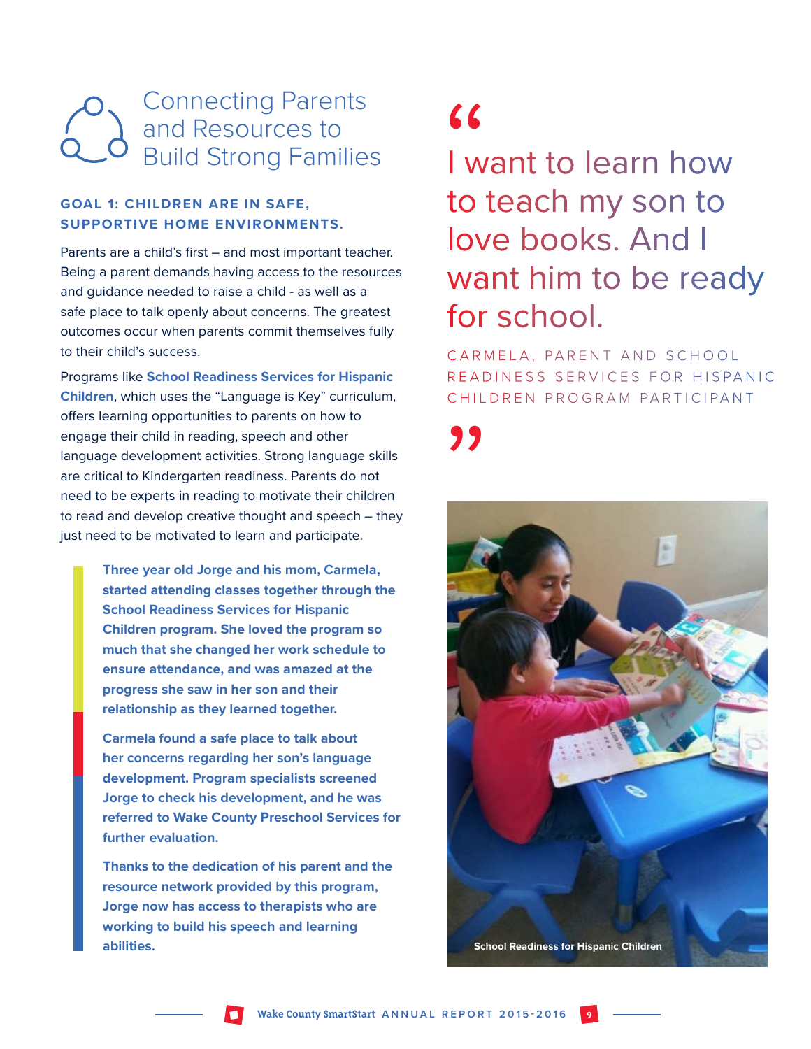# Connecting Parents and Resources to Build Strong Families

**GOAL 1: CHILDREN ARE IN SAFE, SUPPORTIVE HOME ENVIRONMENTS.**

Parents are a child's first – and most important teacher. Being a parent demands having access to the resources and guidance needed to raise a child - as well as a safe place to talk openly about concerns. The greatest outcomes occur when parents commit themselves fully to their child's success.

Programs like **School Readiness Services for Hispanic Children**, which uses the "Language is Key" curriculum, offers learning opportunities to parents on how to engage their child in reading, speech and other language development activities. Strong language skills are critical to Kindergarten readiness. Parents do not need to be experts in reading to motivate their children to read and develop creative thought and speech – they just need to be motivated to learn and participate.

**Three year old Jorge and his mom, Carmela, started attending classes together through the School Readiness Services for Hispanic Children program. She loved the program so much that she changed her work schedule to ensure attendance, and was amazed at the progress she saw in her son and their relationship as they learned together.**

**Carmela found a safe place to talk about her concerns regarding her son's language development. Program specialists screened Jorge to check his development, and he was referred to Wake County Preschool Services for further evaluation.**

**Thanks to the dedication of his parent and the resource network provided by this program, Jorge now has access to therapists who are working to build his speech and learning abilities.**

> "I want to learn how to teach my son to love books. And I want him to be ready for school."
>
> CARMELA, PARENT AND SCHOOL READINESS SERVICES FOR HISPANIC CHILDREN PROGRAM PARTICIPANT

School Readiness for Hispanic Children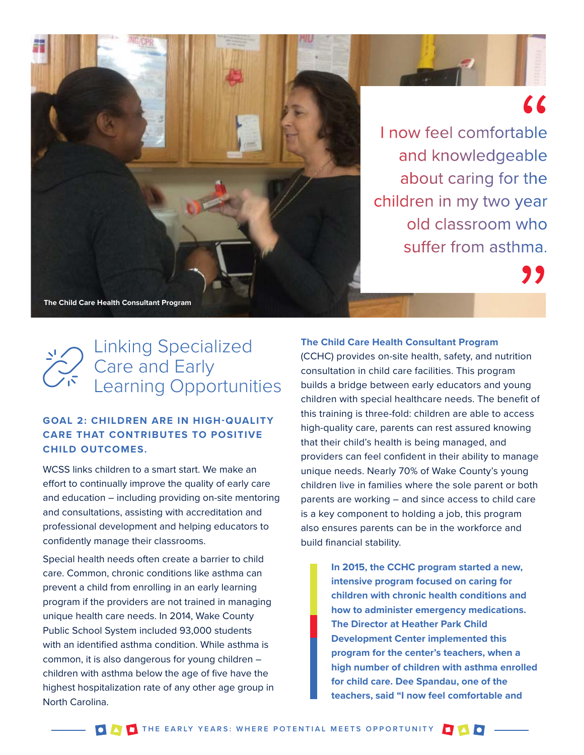> "I now feel comfortable and knowledgeable about caring for the children in my two year old classroom who suffer from asthma."

The Child Care Health Consultant Program

## Linking Specialized Care and Early Learning Opportunities

### GOAL 2: CHILDREN ARE IN HIGH-QUALITY CARE THAT CONTRIBUTES TO POSITIVE CHILD OUTCOMES.

WCSS links children to a smart start. We make an effort to continually improve the quality of early care and education – including providing on-site mentoring and consultations, assisting with accreditation and professional development and helping educators to confidently manage their classrooms.

Special health needs often create a barrier to child care. Common, chronic conditions like asthma can prevent a child from enrolling in an early learning program if the providers are not trained in managing unique health care needs. In 2014, Wake County Public School System included 93,000 students with an identified asthma condition. While asthma is common, it is also dangerous for young children – children with asthma below the age of five have the highest hospitalization rate of any other age group in North Carolina.

**The Child Care Health Consultant Program** (CCHC) provides on-site health, safety, and nutrition consultation in child care facilities. This program builds a bridge between early educators and young children with special healthcare needs. The benefit of this training is three-fold: children are able to access high-quality care, parents can rest assured knowing that their child's health is being managed, and providers can feel confident in their ability to manage unique needs. Nearly 70% of Wake County's young children live in families where the sole parent or both parents are working – and since access to child care is a key component to holding a job, this program also ensures parents can be in the workforce and build financial stability.

**In 2015, the CCHC program started a new, intensive program focused on caring for children with chronic health conditions and how to administer emergency medications. The Director at Heather Park Child Development Center implemented this program for the center's teachers, when a high number of children with asthma enrolled for child care. Dee Spandau, one of the teachers, said "I now feel comfortable and**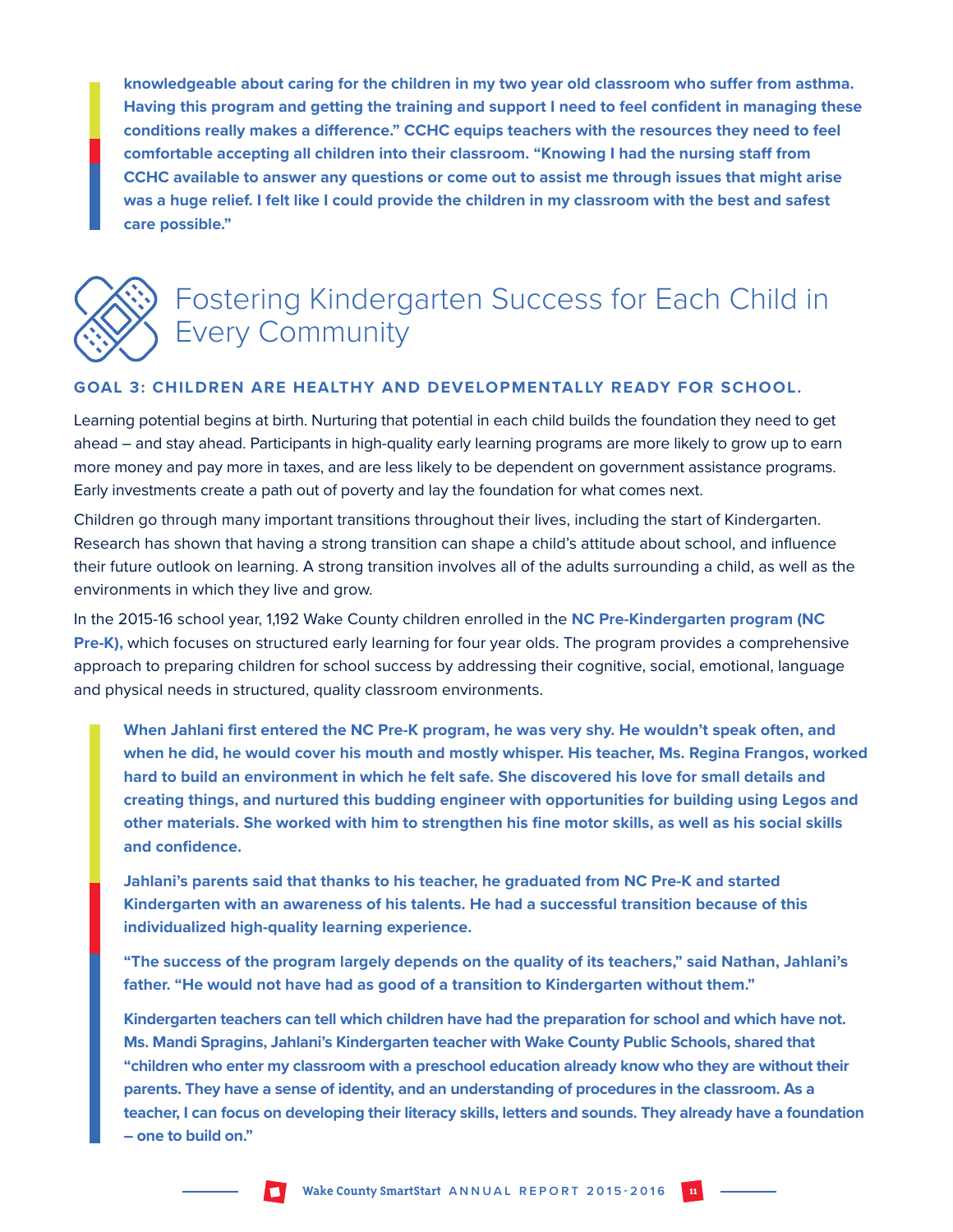**knowledgeable about caring for the children in my two year old classroom who suffer from asthma. Having this program and getting the training and support I need to feel confident in managing these conditions really makes a difference." CCHC equips teachers with the resources they need to feel comfortable accepting all children into their classroom. "Knowing I had the nursing staff from CCHC available to answer any questions or come out to assist me through issues that might arise was a huge relief. I felt like I could provide the children in my classroom with the best and safest care possible."**

# Fostering Kindergarten Success for Each Child in Every Community

### GOAL 3: CHILDREN ARE HEALTHY AND DEVELOPMENTALLY READY FOR SCHOOL.

Learning potential begins at birth. Nurturing that potential in each child builds the foundation they need to get ahead – and stay ahead. Participants in high-quality early learning programs are more likely to grow up to earn more money and pay more in taxes, and are less likely to be dependent on government assistance programs. Early investments create a path out of poverty and lay the foundation for what comes next.

Children go through many important transitions throughout their lives, including the start of Kindergarten. Research has shown that having a strong transition can shape a child's attitude about school, and influence their future outlook on learning. A strong transition involves all of the adults surrounding a child, as well as the environments in which they live and grow.

In the 2015-16 school year, 1,192 Wake County children enrolled in the **NC Pre-Kindergarten program (NC Pre-K),** which focuses on structured early learning for four year olds. The program provides a comprehensive approach to preparing children for school success by addressing their cognitive, social, emotional, language and physical needs in structured, quality classroom environments.

**When Jahlani first entered the NC Pre-K program, he was very shy. He wouldn't speak often, and when he did, he would cover his mouth and mostly whisper. His teacher, Ms. Regina Frangos, worked hard to build an environment in which he felt safe. She discovered his love for small details and creating things, and nurtured this budding engineer with opportunities for building using Legos and other materials. She worked with him to strengthen his fine motor skills, as well as his social skills and confidence.**

**Jahlani's parents said that thanks to his teacher, he graduated from NC Pre-K and started Kindergarten with an awareness of his talents. He had a successful transition because of this individualized high-quality learning experience.**

**"The success of the program largely depends on the quality of its teachers," said Nathan, Jahlani's father. "He would not have had as good of a transition to Kindergarten without them."**

**Kindergarten teachers can tell which children have had the preparation for school and which have not. Ms. Mandi Spragins, Jahlani's Kindergarten teacher with Wake County Public Schools, shared that "children who enter my classroom with a preschool education already know who they are without their parents. They have a sense of identity, and an understanding of procedures in the classroom. As a teacher, I can focus on developing their literacy skills, letters and sounds. They already have a foundation – one to build on."**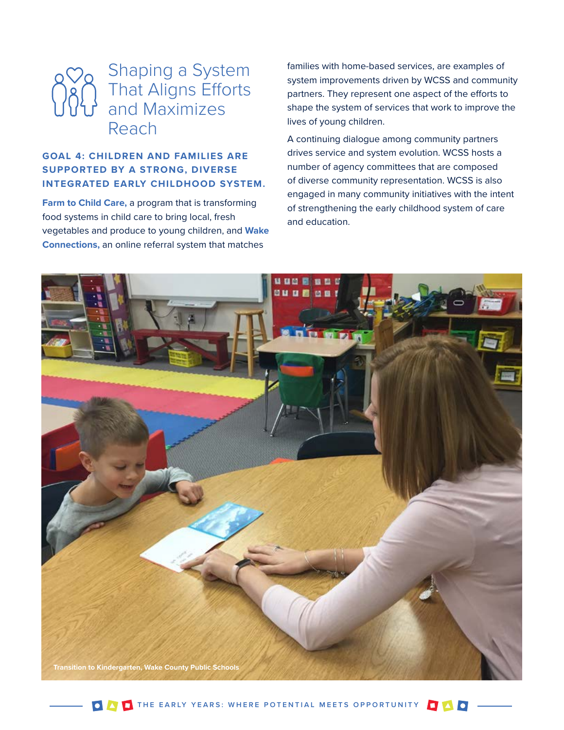# Shaping a System That Aligns Efforts and Maximizes Reach

### GOAL 4: CHILDREN AND FAMILIES ARE SUPPORTED BY A STRONG, DIVERSE INTEGRATED EARLY CHILDHOOD SYSTEM.

**Farm to Child Care,** a program that is transforming food systems in child care to bring local, fresh vegetables and produce to young children, and **Wake Connections,** an online referral system that matches families with home-based services, are examples of system improvements driven by WCSS and community partners. They represent one aspect of the efforts to shape the system of services that work to improve the lives of young children.

A continuing dialogue among community partners drives service and system evolution. WCSS hosts a number of agency committees that are composed of diverse community representation. WCSS is also engaged in many community initiatives with the intent of strengthening the early childhood system of care and education.

Transition to Kindergarten, Wake County Public Schools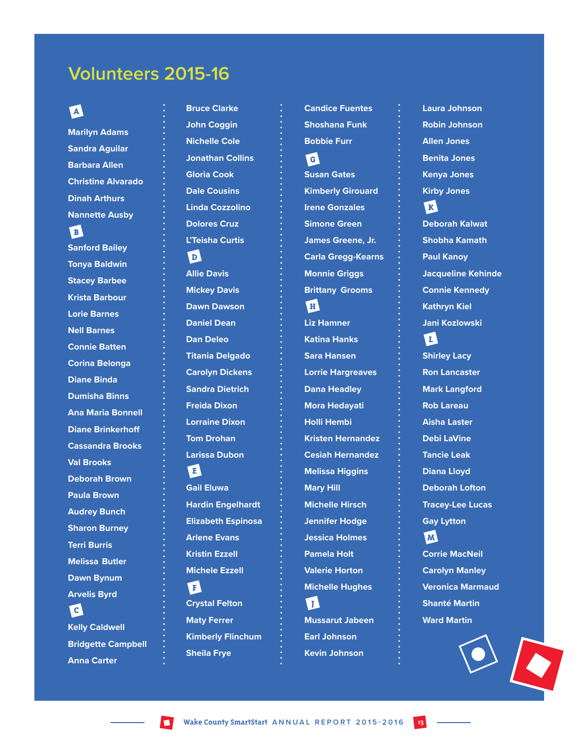# Volunteers 2015-16

**A**

Marilyn Adams
Sandra Aguilar
Barbara Allen
Christine Alvarado
Dinah Arthurs
Nannette Ausby

**B**

Sanford Bailey
Tonya Baldwin
Stacey Barbee
Krista Barbour
Lorie Barnes
Nell Barnes
Connie Batten
Corina Belonga
Diane Binda
Dumisha Binns
Ana Maria Bonnell
Diane Brinkerhoff
Cassandra Brooks
Val Brooks
Deborah Brown
Paula Brown
Audrey Bunch
Sharon Burney
Terri Burris
Melissa Butler
Dawn Bynum
Arvelis Byrd

**C**

Kelly Caldwell
Bridgette Campbell
Anna Carter
Bruce Clarke
John Coggin
Nichelle Cole
Jonathan Collins
Gloria Cook
Dale Cousins
Linda Cozzolino
Dolores Cruz
L'Teisha Curtis

**D**

Allie Davis
Mickey Davis
Dawn Dawson
Daniel Dean
Dan Deleo
Titania Delgado
Carolyn Dickens
Sandra Dietrich
Freida Dixon
Lorraine Dixon
Tom Drohan
Larissa Dubon

**E**

Gail Eluwa
Hardin Engelhardt
Elizabeth Espinosa
Arlene Evans
Kristin Ezzell
Michele Ezzell

**F**

Crystal Felton
Maty Ferrer
Kimberly Flinchum
Sheila Frye
Candice Fuentes
Shoshana Funk
Bobbie Furr

**G**

Susan Gates
Kimberly Girouard
Irene Gonzales
Simone Green
James Greene, Jr.
Carla Gregg-Kearns
Monnie Griggs
Brittany Grooms

**H**

Liz Hamner
Katina Hanks
Sara Hansen
Lorrie Hargreaves
Dana Headley
Mora Hedayati
Holli Hembi
Kristen Hernandez
Cesiah Hernandez
Melissa Higgins
Mary Hill
Michelle Hirsch
Jennifer Hodge
Jessica Holmes
Pamela Holt
Valerie Horton
Michelle Hughes

**J**

Mussarut Jabeen
Earl Johnson
Kevin Johnson
Laura Johnson
Robin Johnson
Allen Jones
Benita Jones
Kenya Jones
Kirby Jones

**K**

Deborah Kalwat
Shobha Kamath
Paul Kanoy
Jacqueline Kehinde
Connie Kennedy
Kathryn Kiel
Jani Kozlowski

**L**

Shirley Lacy
Ron Lancaster
Mark Langford
Rob Lareau
Aisha Laster
Debi LaVine
Tancie Leak
Diana Lloyd
Deborah Lofton
Tracey-Lee Lucas
Gay Lytton

**M**

Corrie MacNeil
Carolyn Manley
Veronica Marmaud
Shanté Martin
Ward Martin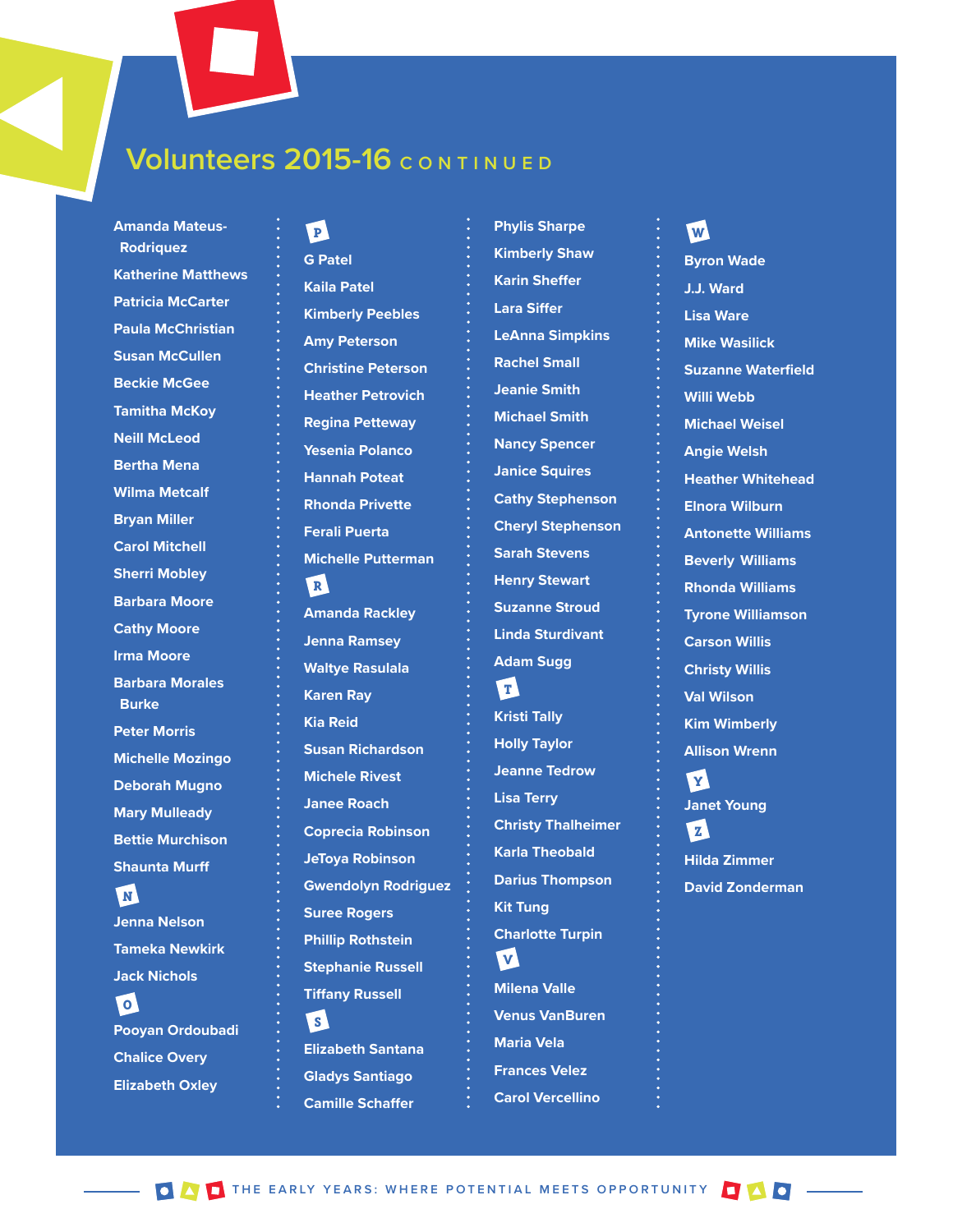# Volunteers 2015-16 CONTINUED

Amanda Mateus-Rodriquez
Katherine Matthews
Patricia McCarter
Paula McChristian
Susan McCullen
Beckie McGee
Tamitha McKoy
Neill McLeod
Bertha Mena
Wilma Metcalf
Bryan Miller
Carol Mitchell
Sherri Mobley
Barbara Moore
Cathy Moore
Irma Moore
Barbara Morales Burke
Peter Morris
Michelle Mozingo
Deborah Mugno
Mary Mulleady
Bettie Murchison
Shaunta Murff

**N**

Jenna Nelson
Tameka Newkirk
Jack Nichols

**O**

Pooyan Ordoubadi
Chalice Overy
Elizabeth Oxley

**P**

G Patel
Kaila Patel
Kimberly Peebles
Amy Peterson
Christine Peterson
Heather Petrovich
Regina Petteway
Yesenia Polanco
Hannah Poteat
Rhonda Privette
Ferali Puerta
Michelle Putterman

**R**

Amanda Rackley
Jenna Ramsey
Waltye Rasulala
Karen Ray
Kia Reid
Susan Richardson
Michele Rivest
Janee Roach
Coprecia Robinson
JeToya Robinson
Gwendolyn Rodriguez
Suree Rogers
Phillip Rothstein
Stephanie Russell
Tiffany Russell

**S**

Elizabeth Santana
Gladys Santiago
Camille Schaffer
Phylis Sharpe
Kimberly Shaw
Karin Sheffer
Lara Siffer
LeAnna Simpkins
Rachel Small
Jeanie Smith
Michael Smith
Nancy Spencer
Janice Squires
Cathy Stephenson
Cheryl Stephenson
Sarah Stevens
Henry Stewart
Suzanne Stroud
Linda Sturdivant
Adam Sugg

**T**

Kristi Tally
Holly Taylor
Jeanne Tedrow
Lisa Terry
Christy Thalheimer
Karla Theobald
Darius Thompson
Kit Tung
Charlotte Turpin

**V**

Milena Valle
Venus VanBuren
Maria Vela
Frances Velez
Carol Vercellino

**W**

Byron Wade
J.J. Ward
Lisa Ware
Mike Wasilick
Suzanne Waterfield
Willi Webb
Michael Weisel
Angie Welsh
Heather Whitehead
Elnora Wilburn
Antonette Williams
Beverly Williams
Rhonda Williams
Tyrone Williamson
Carson Willis
Christy Willis
Val Wilson
Kim Wimberly
Allison Wrenn

**Y**

Janet Young

**Z**

Hilda Zimmer
David Zonderman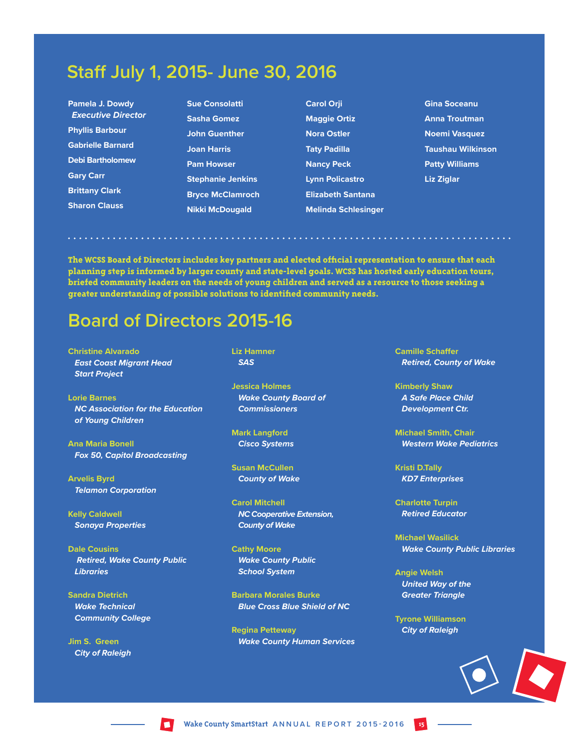## Staff July 1, 2015- June 30, 2016

**Pamela J. Dowdy**
***Executive Director***

**Phyllis Barbour**

**Gabrielle Barnard**

**Debi Bartholomew**

**Gary Carr**

**Brittany Clark**

**Sharon Clauss**

**Sue Consolatti**

**Sasha Gomez**

**John Guenther**

**Joan Harris**

**Pam Howser**

**Stephanie Jenkins**

**Bryce McClamroch**

**Nikki McDougald**

**Carol Orji**

**Maggie Ortiz**

**Nora Ostler**

**Taty Padilla**

**Nancy Peck**

**Lynn Policastro**

**Elizabeth Santana**

**Melinda Schlesinger**

**Gina Soceanu**

**Anna Troutman**

**Noemi Vasquez**

**Taushau Wilkinson**

**Patty Williams**

**Liz Ziglar**

**The WCSS Board of Directors includes key partners and elected official representation to ensure that each planning step is informed by larger county and state-level goals. WCSS has hosted early education tours, briefed community leaders on the needs of young children and served as a resource to those seeking a greater understanding of possible solutions to identified community needs.**

## Board of Directors 2015-16

**Christine Alvarado**
*East Coast Migrant Head Start Project*

**Lorie Barnes**
*NC Association for the Education of Young Children*

**Ana Maria Bonell**
*Fox 50, Capitol Broadcasting*

**Arvelis Byrd**
*Telamon Corporation*

**Kelly Caldwell**
*Sonaya Properties*

**Dale Cousins**
*Retired, Wake County Public Libraries*

**Sandra Dietrich**
*Wake Technical Community College*

**Jim S. Green**
*City of Raleigh*

**Liz Hamner**
*SAS*

**Jessica Holmes**
*Wake County Board of Commissioners*

**Mark Langford**
*Cisco Systems*

**Susan McCullen**
*County of Wake*

**Carol Mitchell**
*NC Cooperative Extension, County of Wake*

**Cathy Moore**
*Wake County Public School System*

**Barbara Morales Burke**
*Blue Cross Blue Shield of NC*

**Regina Petteway**
*Wake County Human Services*

**Camille Schaffer**
*Retired, County of Wake*

**Kimberly Shaw**
*A Safe Place Child Development Ctr.*

**Michael Smith, Chair**
*Western Wake Pediatrics*

**Kristi D.Tally**
*KD7 Enterprises*

**Charlotte Turpin**
*Retired Educator*

**Michael Wasilick**
*Wake County Public Libraries*

**Angie Welsh**
*United Way of the Greater Triangle*

**Tyrone Williamson**
*City of Raleigh*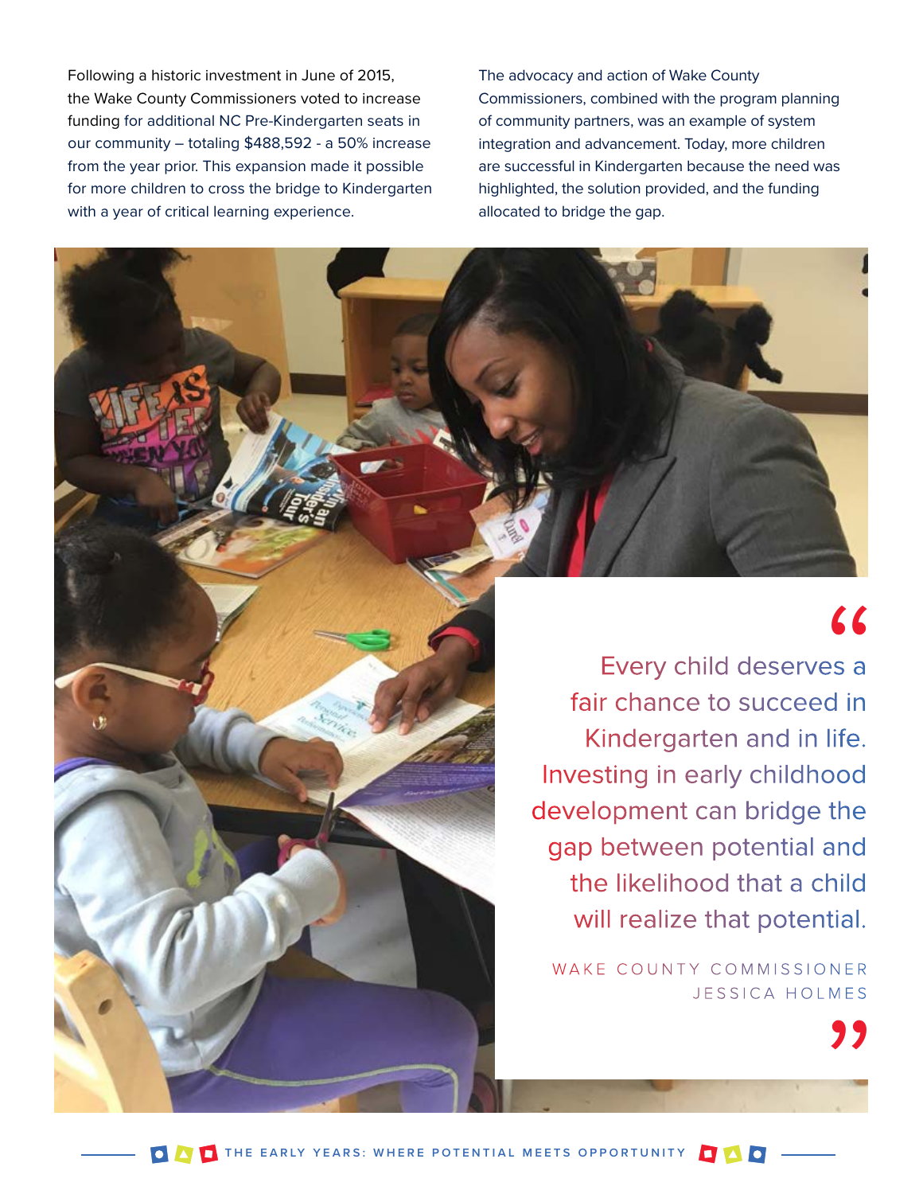Following a historic investment in June of 2015, the Wake County Commissioners voted to increase funding for additional NC Pre-Kindergarten seats in our community – totaling $488,592 - a 50% increase from the year prior. This expansion made it possible for more children to cross the bridge to Kindergarten with a year of critical learning experience.

The advocacy and action of Wake County Commissioners, combined with the program planning of community partners, was an example of system integration and advancement. Today, more children are successful in Kindergarten because the need was highlighted, the solution provided, and the funding allocated to bridge the gap.

> "Every child deserves a fair chance to succeed in Kindergarten and in life. Investing in early childhood development can bridge the gap between potential and the likelihood that a child will realize that potential."
>
> WAKE COUNTY COMMISSIONER JESSICA HOLMES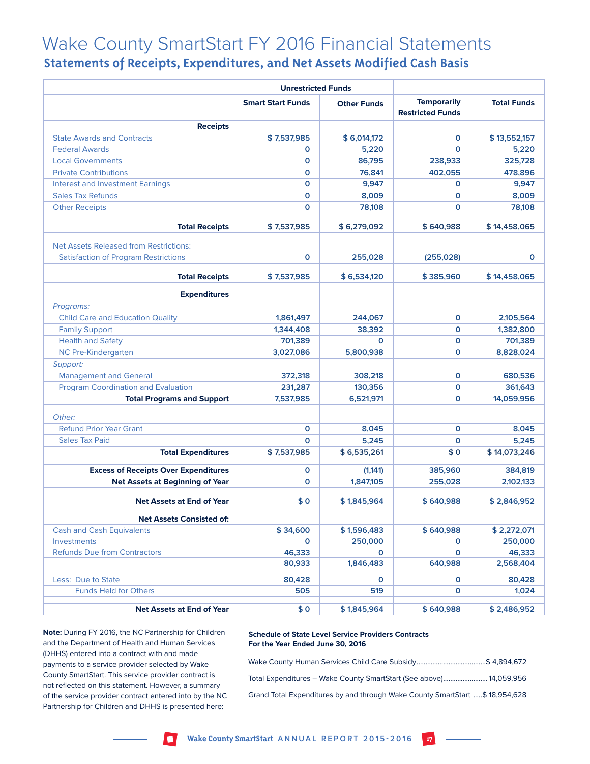# Wake County SmartStart FY 2016 Financial Statements

## Statements of Receipts, Expenditures, and Net Assets Modified Cash Basis

| | Unrestricted Funds | | | |
|---|---|---|---|---|
| | Smart Start Funds | Other Funds | Temporarily Restricted Funds | Total Funds |
| **Receipts** | | | | |
| State Awards and Contracts | $ 7,537,985 | $ 6,014,172 | 0 | $ 13,552,157 |
| Federal Awards | 0 | 5,220 | 0 | 5,220 |
| Local Governments | 0 | 86,795 | 238,933 | 325,728 |
| Private Contributions | 0 | 76,841 | 402,055 | 478,896 |
| Interest and Investment Earnings | 0 | 9,947 | 0 | 9,947 |
| Sales Tax Refunds | 0 | 8,009 | 0 | 8,009 |
| Other Receipts | 0 | 78,108 | 0 | 78,108 |
| **Total Receipts** | $ 7,537,985 | $ 6,279,092 | $ 640,988 | $ 14,458,065 |
| Net Assets Released from Restrictions: | | | | |
| Satisfaction of Program Restrictions | 0 | 255,028 | (255,028) | 0 |
| **Total Receipts** | $ 7,537,985 | $ 6,534,120 | $ 385,960 | $ 14,458,065 |
| **Expenditures** | | | | |
| *Programs:* | | | | |
| Child Care and Education Quality | 1,861,497 | 244,067 | 0 | 2,105,564 |
| Family Support | 1,344,408 | 38,392 | 0 | 1,382,800 |
| Health and Safety | 701,389 | 0 | 0 | 701,389 |
| NC Pre-Kindergarten | 3,027,086 | 5,800,938 | 0 | 8,828,024 |
| *Support:* | | | | |
| Management and General | 372,318 | 308,218 | 0 | 680,536 |
| Program Coordination and Evaluation | 231,287 | 130,356 | 0 | 361,643 |
| **Total Programs and Support** | 7,537,985 | 6,521,971 | 0 | 14,059,956 |
| *Other:* | | | | |
| Refund Prior Year Grant | 0 | 8,045 | 0 | 8,045 |
| Sales Tax Paid | 0 | 5,245 | 0 | 5,245 |
| **Total Expenditures** | $ 7,537,985 | $ 6,535,261 | $ 0 | $ 14,073,246 |
| **Excess of Receipts Over Expenditures** | 0 | (1,141) | 385,960 | 384,819 |
| **Net Assets at Beginning of Year** | 0 | 1,847,105 | 255,028 | 2,102,133 |
| **Net Assets at End of Year** | $ 0 | $ 1,845,964 | $ 640,988 | $ 2,846,952 |
| **Net Assets Consisted of:** | | | | |
| Cash and Cash Equivalents | $ 34,600 | $ 1,596,483 | $ 640,988 | $ 2,272,071 |
| Investments | 0 | 250,000 | 0 | 250,000 |
| Refunds Due from Contractors | 46,333 | 0 | 0 | 46,333 |
| | 80,933 | 1,846,483 | 640,988 | 2,568,404 |
| Less: Due to State | 80,428 | 0 | 0 | 80,428 |
| Funds Held for Others | 505 | 519 | 0 | 1,024 |
| **Net Assets at End of Year** | $ 0 | $ 1,845,964 | $ 640,988 | $ 2,486,952 |

**Note:** During FY 2016, the NC Partnership for Children and the Department of Health and Human Services (DHHS) entered into a contract with and made payments to a service provider selected by Wake County SmartStart. This service provider contract is not reflected on this statement. However, a summary of the service provider contract entered into by the NC Partnership for Children and DHHS is presented here:

**Schedule of State Level Service Providers Contracts**
**For the Year Ended June 30, 2016**

Wake County Human Services Child Care Subsidy....................................$ 4,894,672

Total Expenditures – Wake County SmartStart (See above)......................... 14,059,956

Grand Total Expenditures by and through Wake County SmartStart .....$ 18,954,628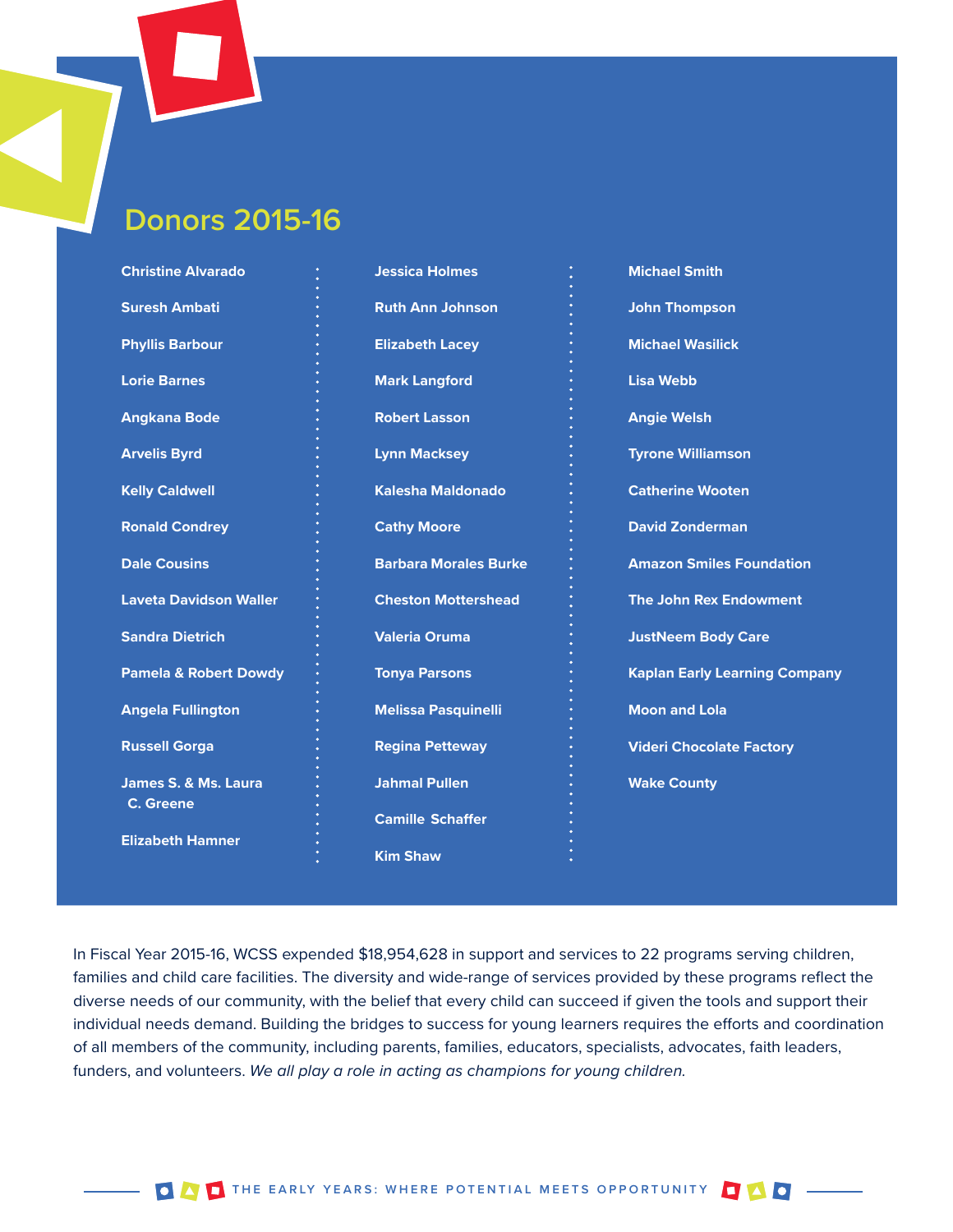## Donors 2015-16

Christine Alvarado
Suresh Ambati
Phyllis Barbour
Lorie Barnes
Angkana Bode
Arvelis Byrd
Kelly Caldwell
Ronald Condrey
Dale Cousins
Laveta Davidson Waller
Sandra Dietrich
Pamela & Robert Dowdy
Angela Fullington
Russell Gorga
James S. & Ms. Laura C. Greene
Elizabeth Hamner
Jessica Holmes
Ruth Ann Johnson
Elizabeth Lacey
Mark Langford
Robert Lasson
Lynn Macksey
Kalesha Maldonado
Cathy Moore
Barbara Morales Burke
Cheston Mottershead
Valeria Oruma
Tonya Parsons
Melissa Pasquinelli
Regina Petteway
Jahmal Pullen
Camille Schaffer
Kim Shaw
Michael Smith
John Thompson
Michael Wasilick
Lisa Webb
Angie Welsh
Tyrone Williamson
Catherine Wooten
David Zonderman
Amazon Smiles Foundation
The John Rex Endowment
JustNeem Body Care
Kaplan Early Learning Company
Moon and Lola
Videri Chocolate Factory
Wake County

In Fiscal Year 2015-16, WCSS expended $18,954,628 in support and services to 22 programs serving children, families and child care facilities. The diversity and wide-range of services provided by these programs reflect the diverse needs of our community, with the belief that every child can succeed if given the tools and support their individual needs demand. Building the bridges to success for young learners requires the efforts and coordination of all members of the community, including parents, families, educators, specialists, advocates, faith leaders, funders, and volunteers. *We all play a role in acting as champions for young children.*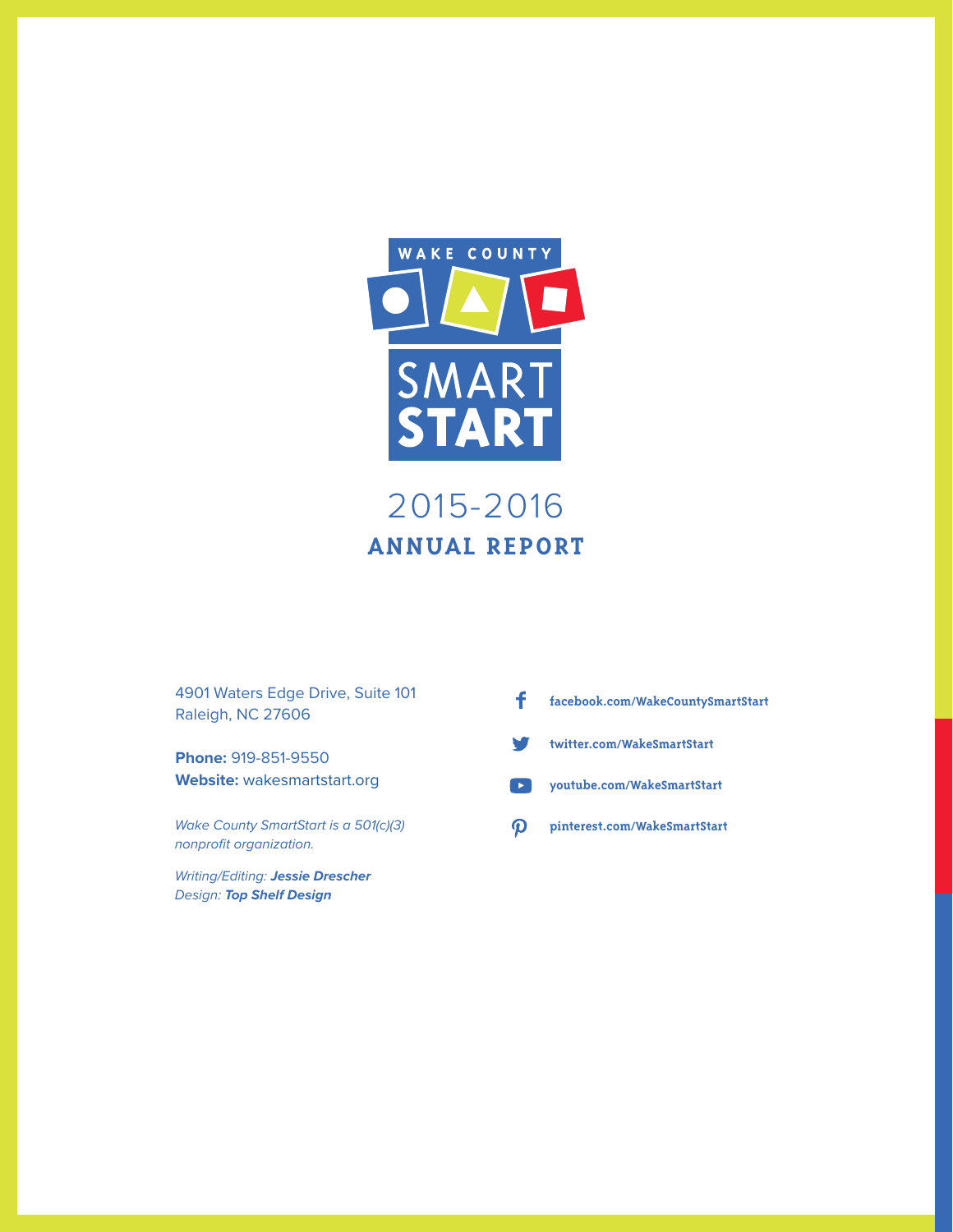WAKE COUNTY

SMART START

# 2015-2016 ANNUAL REPORT

4901 Waters Edge Drive, Suite 101
Raleigh, NC 27606

**Phone:** 919-851-9550
**Website:** wakesmartstart.org

*Wake County SmartStart is a 501(c)(3) nonprofit organization.*

*Writing/Editing:* ***Jessie Drescher***
*Design:* ***Top Shelf Design***

**facebook.com/WakeCountySmartStart**

**twitter.com/WakeSmartStart**

**youtube.com/WakeSmartStart**

**pinterest.com/WakeSmartStart**